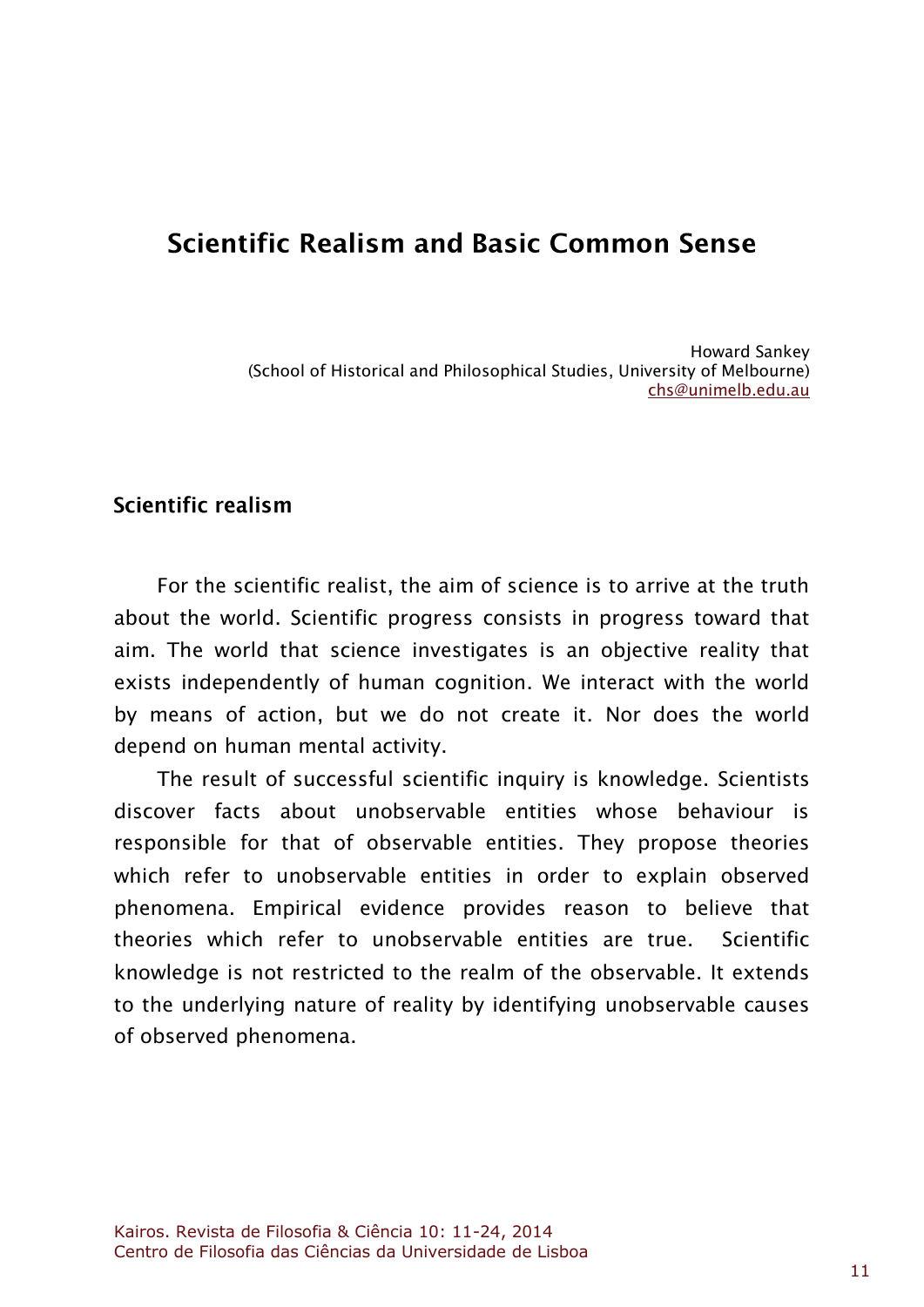# Scientific Realism and Basic Common Sense

Howard Sankey
(School of Historical and Philosophical Studies, University of Melbourne)
chs@unimelb.edu.au

## Scientific realism

For the scientific realist, the aim of science is to arrive at the truth about the world. Scientific progress consists in progress toward that aim. The world that science investigates is an objective reality that exists independently of human cognition. We interact with the world by means of action, but we do not create it. Nor does the world depend on human mental activity.

The result of successful scientific inquiry is knowledge. Scientists discover facts about unobservable entities whose behaviour is responsible for that of observable entities. They propose theories which refer to unobservable entities in order to explain observed phenomena. Empirical evidence provides reason to believe that theories which refer to unobservable entities are true. Scientific knowledge is not restricted to the realm of the observable. It extends to the underlying nature of reality by identifying unobservable causes of observed phenomena.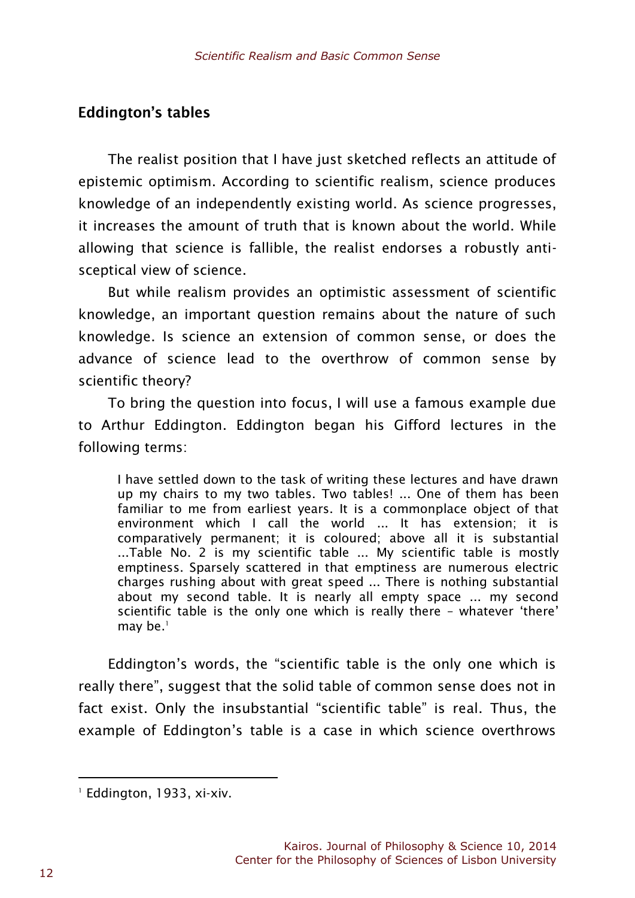## Eddington's tables

The realist position that I have just sketched reflects an attitude of epistemic optimism. According to scientific realism, science produces knowledge of an independently existing world. As science progresses, it increases the amount of truth that is known about the world. While allowing that science is fallible, the realist endorses a robustly anti-sceptical view of science.

But while realism provides an optimistic assessment of scientific knowledge, an important question remains about the nature of such knowledge. Is science an extension of common sense, or does the advance of science lead to the overthrow of common sense by scientific theory?

To bring the question into focus, I will use a famous example due to Arthur Eddington. Eddington began his Gifford lectures in the following terms:

> I have settled down to the task of writing these lectures and have drawn up my chairs to my two tables. Two tables! ... One of them has been familiar to me from earliest years. It is a commonplace object of that environment which I call the world ... It has extension; it is comparatively permanent; it is coloured; above all it is substantial ...Table No. 2 is my scientific table ... My scientific table is mostly emptiness. Sparsely scattered in that emptiness are numerous electric charges rushing about with great speed ... There is nothing substantial about my second table. It is nearly all empty space ... my second scientific table is the only one which is really there – whatever 'there' may be.[1]

Eddington's words, the "scientific table is the only one which is really there", suggest that the solid table of common sense does not in fact exist. Only the insubstantial "scientific table" is real. Thus, the example of Eddington's table is a case in which science overthrows

---

[1] Eddington, 1933, xi-xiv.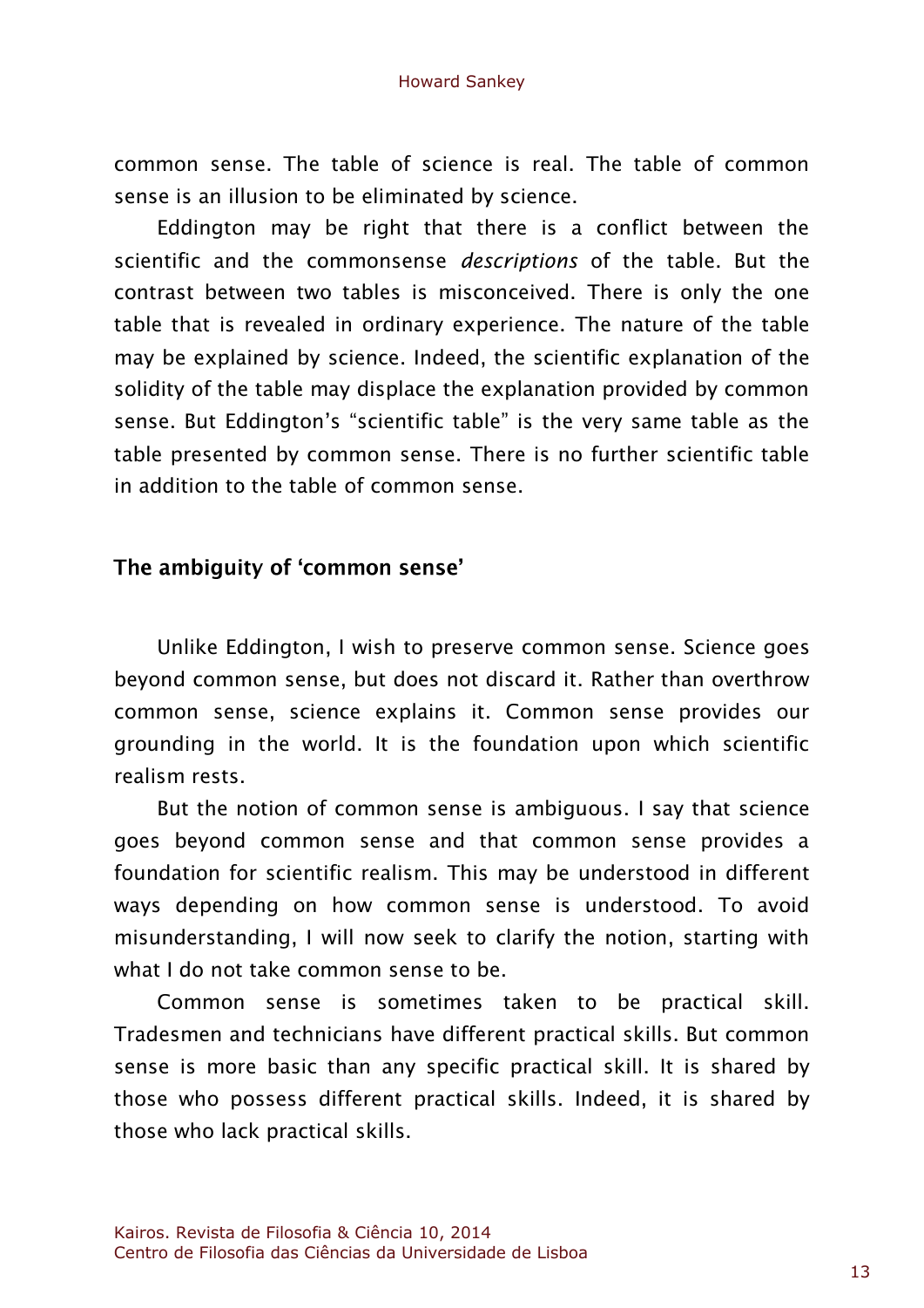common sense. The table of science is real. The table of common sense is an illusion to be eliminated by science.

Eddington may be right that there is a conflict between the scientific and the commonsense *descriptions* of the table. But the contrast between two tables is misconceived. There is only the one table that is revealed in ordinary experience. The nature of the table may be explained by science. Indeed, the scientific explanation of the solidity of the table may displace the explanation provided by common sense. But Eddington's "scientific table" is the very same table as the table presented by common sense. There is no further scientific table in addition to the table of common sense.

## The ambiguity of 'common sense'

Unlike Eddington, I wish to preserve common sense. Science goes beyond common sense, but does not discard it. Rather than overthrow common sense, science explains it. Common sense provides our grounding in the world. It is the foundation upon which scientific realism rests.

But the notion of common sense is ambiguous. I say that science goes beyond common sense and that common sense provides a foundation for scientific realism. This may be understood in different ways depending on how common sense is understood. To avoid misunderstanding, I will now seek to clarify the notion, starting with what I do not take common sense to be.

Common sense is sometimes taken to be practical skill. Tradesmen and technicians have different practical skills. But common sense is more basic than any specific practical skill. It is shared by those who possess different practical skills. Indeed, it is shared by those who lack practical skills.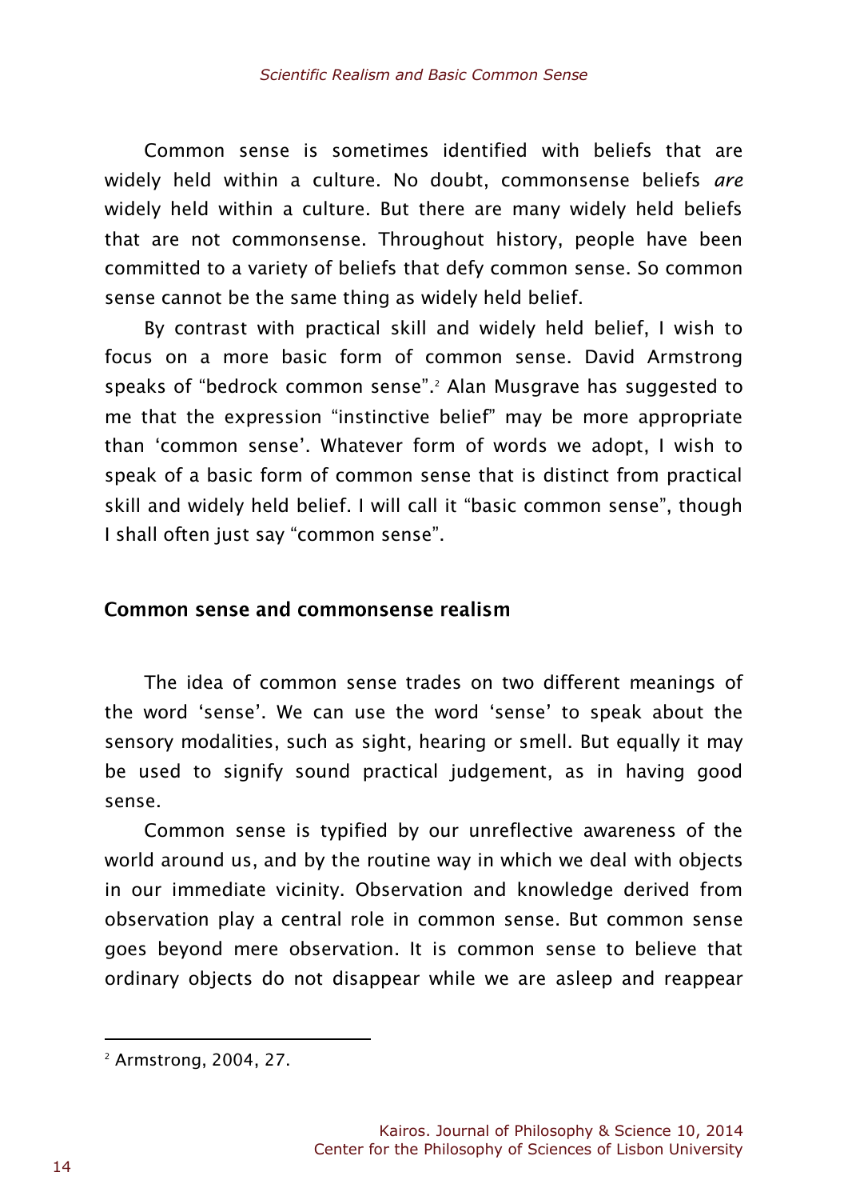Common sense is sometimes identified with beliefs that are widely held within a culture. No doubt, commonsense beliefs *are* widely held within a culture. But there are many widely held beliefs that are not commonsense. Throughout history, people have been committed to a variety of beliefs that defy common sense. So common sense cannot be the same thing as widely held belief.

By contrast with practical skill and widely held belief, I wish to focus on a more basic form of common sense. David Armstrong speaks of "bedrock common sense".[2] Alan Musgrave has suggested to me that the expression "instinctive belief" may be more appropriate than 'common sense'. Whatever form of words we adopt, I wish to speak of a basic form of common sense that is distinct from practical skill and widely held belief. I will call it "basic common sense", though I shall often just say "common sense".

## Common sense and commonsense realism

The idea of common sense trades on two different meanings of the word 'sense'. We can use the word 'sense' to speak about the sensory modalities, such as sight, hearing or smell. But equally it may be used to signify sound practical judgement, as in having good sense.

Common sense is typified by our unreflective awareness of the world around us, and by the routine way in which we deal with objects in our immediate vicinity. Observation and knowledge derived from observation play a central role in common sense. But common sense goes beyond mere observation. It is common sense to believe that ordinary objects do not disappear while we are asleep and reappear

---

[2] Armstrong, 2004, 27.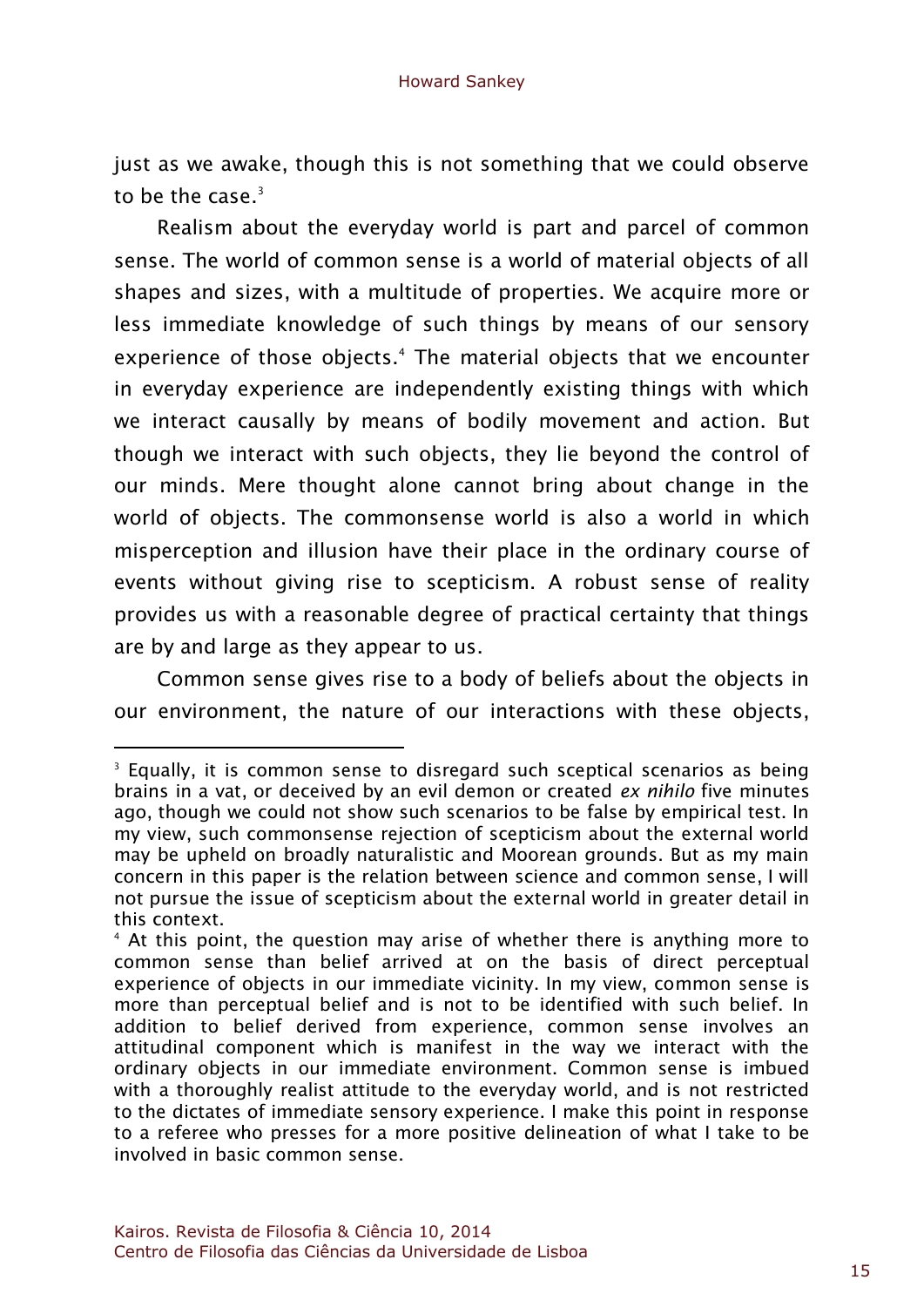just as we awake, though this is not something that we could observe to be the case.[3]

Realism about the everyday world is part and parcel of common sense. The world of common sense is a world of material objects of all shapes and sizes, with a multitude of properties. We acquire more or less immediate knowledge of such things by means of our sensory experience of those objects.[4] The material objects that we encounter in everyday experience are independently existing things with which we interact causally by means of bodily movement and action. But though we interact with such objects, they lie beyond the control of our minds. Mere thought alone cannot bring about change in the world of objects. The commonsense world is also a world in which misperception and illusion have their place in the ordinary course of events without giving rise to scepticism. A robust sense of reality provides us with a reasonable degree of practical certainty that things are by and large as they appear to us.

Common sense gives rise to a body of beliefs about the objects in our environment, the nature of our interactions with these objects,

---

[3] Equally, it is common sense to disregard such sceptical scenarios as being brains in a vat, or deceived by an evil demon or created *ex nihilo* five minutes ago, though we could not show such scenarios to be false by empirical test. In my view, such commonsense rejection of scepticism about the external world may be upheld on broadly naturalistic and Moorean grounds. But as my main concern in this paper is the relation between science and common sense, I will not pursue the issue of scepticism about the external world in greater detail in this context.

[4] At this point, the question may arise of whether there is anything more to common sense than belief arrived at on the basis of direct perceptual experience of objects in our immediate vicinity. In my view, common sense is more than perceptual belief and is not to be identified with such belief. In addition to belief derived from experience, common sense involves an attitudinal component which is manifest in the way we interact with the ordinary objects in our immediate environment. Common sense is imbued with a thoroughly realist attitude to the everyday world, and is not restricted to the dictates of immediate sensory experience. I make this point in response to a referee who presses for a more positive delineation of what I take to be involved in basic common sense.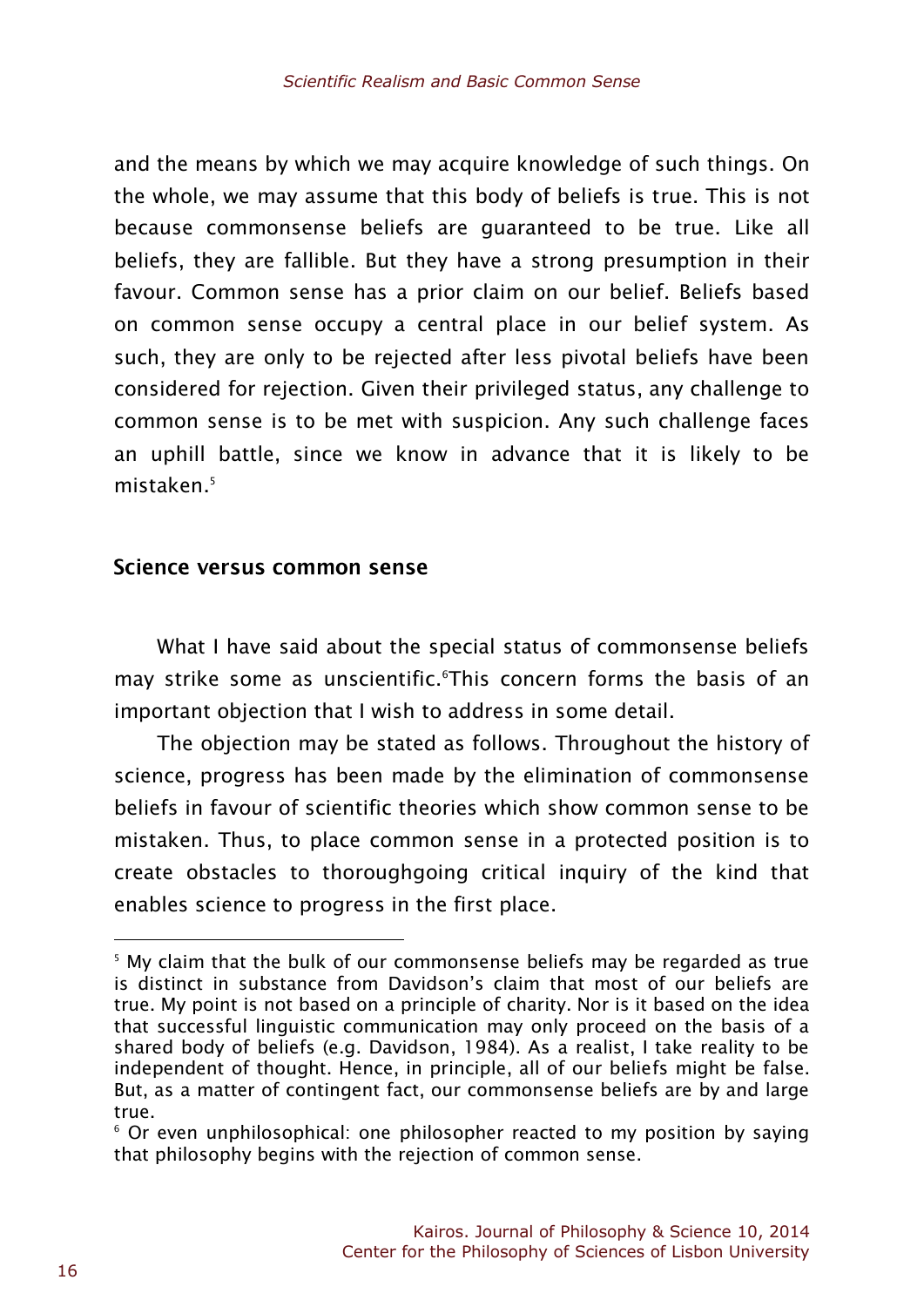and the means by which we may acquire knowledge of such things. On the whole, we may assume that this body of beliefs is true. This is not because commonsense beliefs are guaranteed to be true. Like all beliefs, they are fallible. But they have a strong presumption in their favour. Common sense has a prior claim on our belief. Beliefs based on common sense occupy a central place in our belief system. As such, they are only to be rejected after less pivotal beliefs have been considered for rejection. Given their privileged status, any challenge to common sense is to be met with suspicion. Any such challenge faces an uphill battle, since we know in advance that it is likely to be mistaken.[5]

## Science versus common sense

What I have said about the special status of commonsense beliefs may strike some as unscientific.[6] This concern forms the basis of an important objection that I wish to address in some detail.

The objection may be stated as follows. Throughout the history of science, progress has been made by the elimination of commonsense beliefs in favour of scientific theories which show common sense to be mistaken. Thus, to place common sense in a protected position is to create obstacles to thoroughgoing critical inquiry of the kind that enables science to progress in the first place.

---

[5] My claim that the bulk of our commonsense beliefs may be regarded as true is distinct in substance from Davidson's claim that most of our beliefs are true. My point is not based on a principle of charity. Nor is it based on the idea that successful linguistic communication may only proceed on the basis of a shared body of beliefs (e.g. Davidson, 1984). As a realist, I take reality to be independent of thought. Hence, in principle, all of our beliefs might be false. But, as a matter of contingent fact, our commonsense beliefs are by and large true.

[6] Or even unphilosophical: one philosopher reacted to my position by saying that philosophy begins with the rejection of common sense.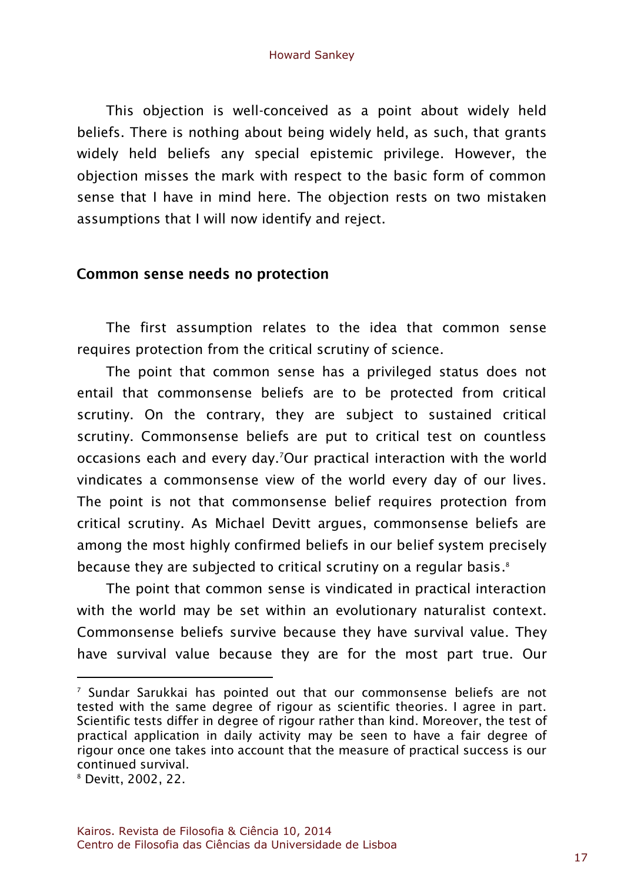This objection is well-conceived as a point about widely held beliefs. There is nothing about being widely held, as such, that grants widely held beliefs any special epistemic privilege. However, the objection misses the mark with respect to the basic form of common sense that I have in mind here. The objection rests on two mistaken assumptions that I will now identify and reject.

## Common sense needs no protection

The first assumption relates to the idea that common sense requires protection from the critical scrutiny of science.

The point that common sense has a privileged status does not entail that commonsense beliefs are to be protected from critical scrutiny. On the contrary, they are subject to sustained critical scrutiny. Commonsense beliefs are put to critical test on countless occasions each and every day.[7] Our practical interaction with the world vindicates a commonsense view of the world every day of our lives. The point is not that commonsense belief requires protection from critical scrutiny. As Michael Devitt argues, commonsense beliefs are among the most highly confirmed beliefs in our belief system precisely because they are subjected to critical scrutiny on a regular basis.[8]

The point that common sense is vindicated in practical interaction with the world may be set within an evolutionary naturalist context. Commonsense beliefs survive because they have survival value. They have survival value because they are for the most part true. Our

---

[7] Sundar Sarukkai has pointed out that our commonsense beliefs are not tested with the same degree of rigour as scientific theories. I agree in part. Scientific tests differ in degree of rigour rather than kind. Moreover, the test of practical application in daily activity may be seen to have a fair degree of rigour once one takes into account that the measure of practical success is our continued survival.

[8] Devitt, 2002, 22.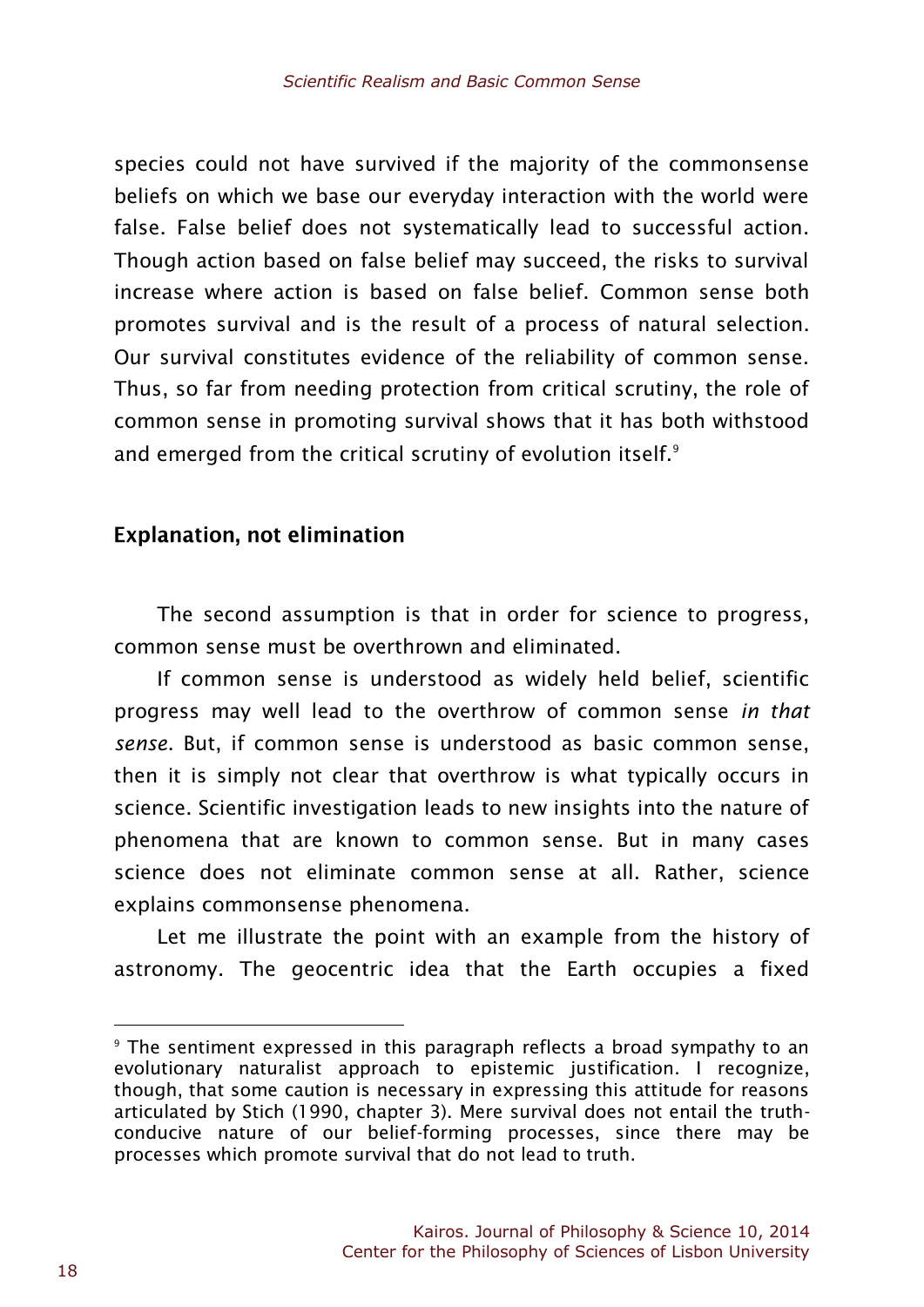species could not have survived if the majority of the commonsense beliefs on which we base our everyday interaction with the world were false. False belief does not systematically lead to successful action. Though action based on false belief may succeed, the risks to survival increase where action is based on false belief. Common sense both promotes survival and is the result of a process of natural selection. Our survival constitutes evidence of the reliability of common sense. Thus, so far from needing protection from critical scrutiny, the role of common sense in promoting survival shows that it has both withstood and emerged from the critical scrutiny of evolution itself.[9]

## Explanation, not elimination

The second assumption is that in order for science to progress, common sense must be overthrown and eliminated.

If common sense is understood as widely held belief, scientific progress may well lead to the overthrow of common sense *in that sense*. But, if common sense is understood as basic common sense, then it is simply not clear that overthrow is what typically occurs in science. Scientific investigation leads to new insights into the nature of phenomena that are known to common sense. But in many cases science does not eliminate common sense at all. Rather, science explains commonsense phenomena.

Let me illustrate the point with an example from the history of astronomy. The geocentric idea that the Earth occupies a fixed

---

[9] The sentiment expressed in this paragraph reflects a broad sympathy to an evolutionary naturalist approach to epistemic justification. I recognize, though, that some caution is necessary in expressing this attitude for reasons articulated by Stich (1990, chapter 3). Mere survival does not entail the truth-conducive nature of our belief-forming processes, since there may be processes which promote survival that do not lead to truth.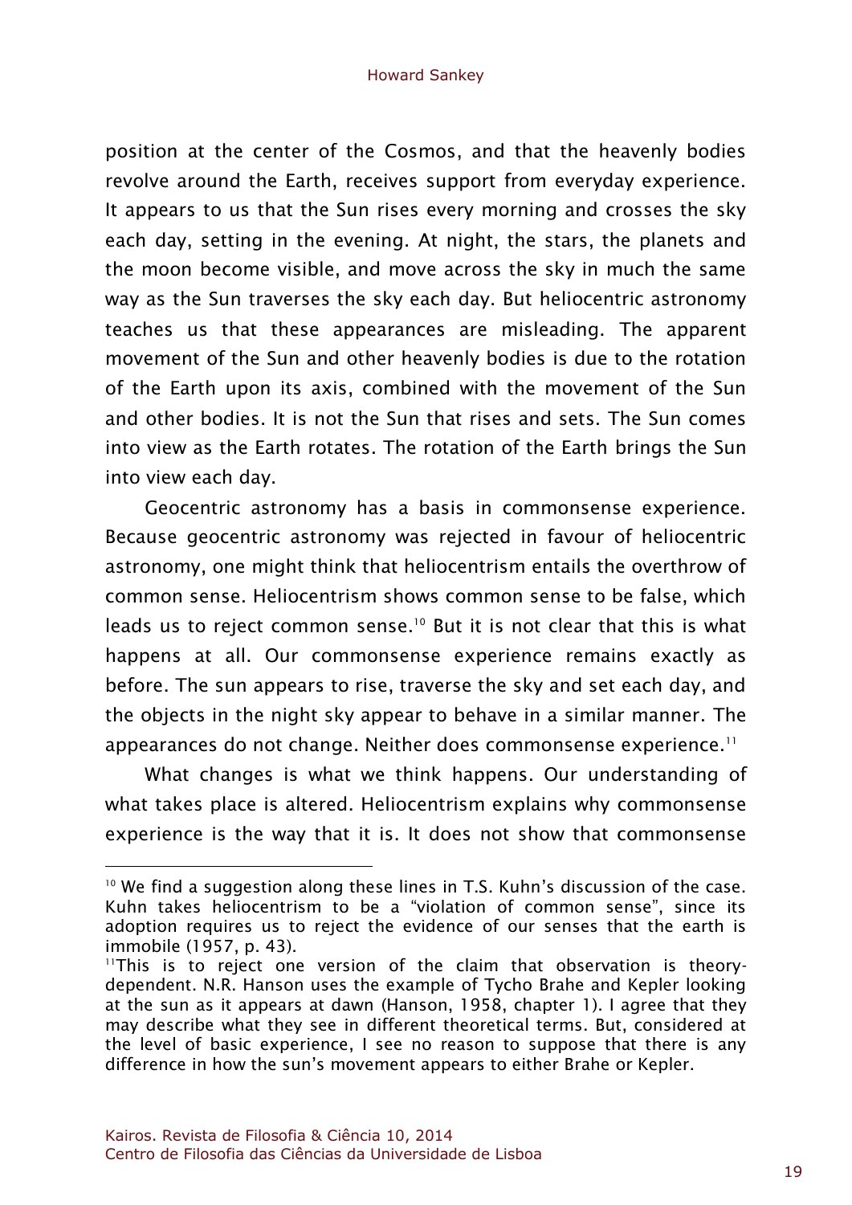position at the center of the Cosmos, and that the heavenly bodies revolve around the Earth, receives support from everyday experience. It appears to us that the Sun rises every morning and crosses the sky each day, setting in the evening. At night, the stars, the planets and the moon become visible, and move across the sky in much the same way as the Sun traverses the sky each day. But heliocentric astronomy teaches us that these appearances are misleading. The apparent movement of the Sun and other heavenly bodies is due to the rotation of the Earth upon its axis, combined with the movement of the Sun and other bodies. It is not the Sun that rises and sets. The Sun comes into view as the Earth rotates. The rotation of the Earth brings the Sun into view each day.

Geocentric astronomy has a basis in commonsense experience. Because geocentric astronomy was rejected in favour of heliocentric astronomy, one might think that heliocentrism entails the overthrow of common sense. Heliocentrism shows common sense to be false, which leads us to reject common sense.[10] But it is not clear that this is what happens at all. Our commonsense experience remains exactly as before. The sun appears to rise, traverse the sky and set each day, and the objects in the night sky appear to behave in a similar manner. The appearances do not change. Neither does commonsense experience.[11]

What changes is what we think happens. Our understanding of what takes place is altered. Heliocentrism explains why commonsense experience is the way that it is. It does not show that commonsense

---

[10] We find a suggestion along these lines in T.S. Kuhn's discussion of the case. Kuhn takes heliocentrism to be a "violation of common sense", since its adoption requires us to reject the evidence of our senses that the earth is immobile (1957, p. 43).

[11] This is to reject one version of the claim that observation is theory-dependent. N.R. Hanson uses the example of Tycho Brahe and Kepler looking at the sun as it appears at dawn (Hanson, 1958, chapter 1). I agree that they may describe what they see in different theoretical terms. But, considered at the level of basic experience, I see no reason to suppose that there is any difference in how the sun's movement appears to either Brahe or Kepler.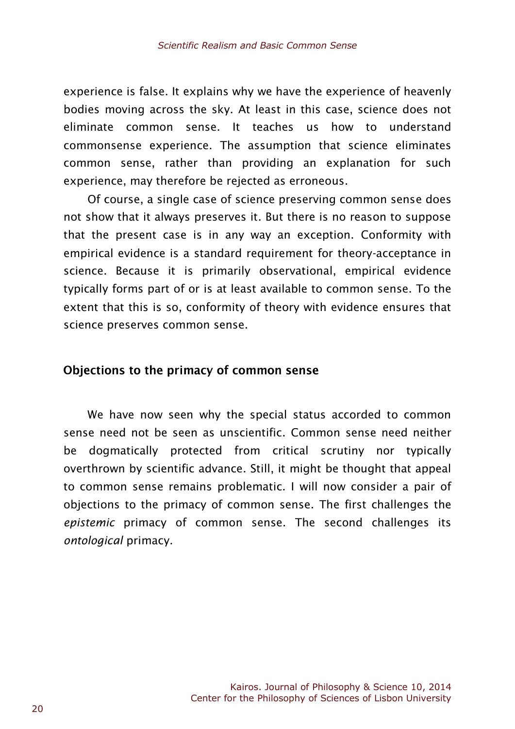experience is false. It explains why we have the experience of heavenly bodies moving across the sky. At least in this case, science does not eliminate common sense. It teaches us how to understand commonsense experience. The assumption that science eliminates common sense, rather than providing an explanation for such experience, may therefore be rejected as erroneous.

Of course, a single case of science preserving common sense does not show that it always preserves it. But there is no reason to suppose that the present case is in any way an exception. Conformity with empirical evidence is a standard requirement for theory-acceptance in science. Because it is primarily observational, empirical evidence typically forms part of or is at least available to common sense. To the extent that this is so, conformity of theory with evidence ensures that science preserves common sense.

## Objections to the primacy of common sense

We have now seen why the special status accorded to common sense need not be seen as unscientific. Common sense need neither be dogmatically protected from critical scrutiny nor typically overthrown by scientific advance. Still, it might be thought that appeal to common sense remains problematic. I will now consider a pair of objections to the primacy of common sense. The first challenges the *epistemic* primacy of common sense. The second challenges its *ontological* primacy.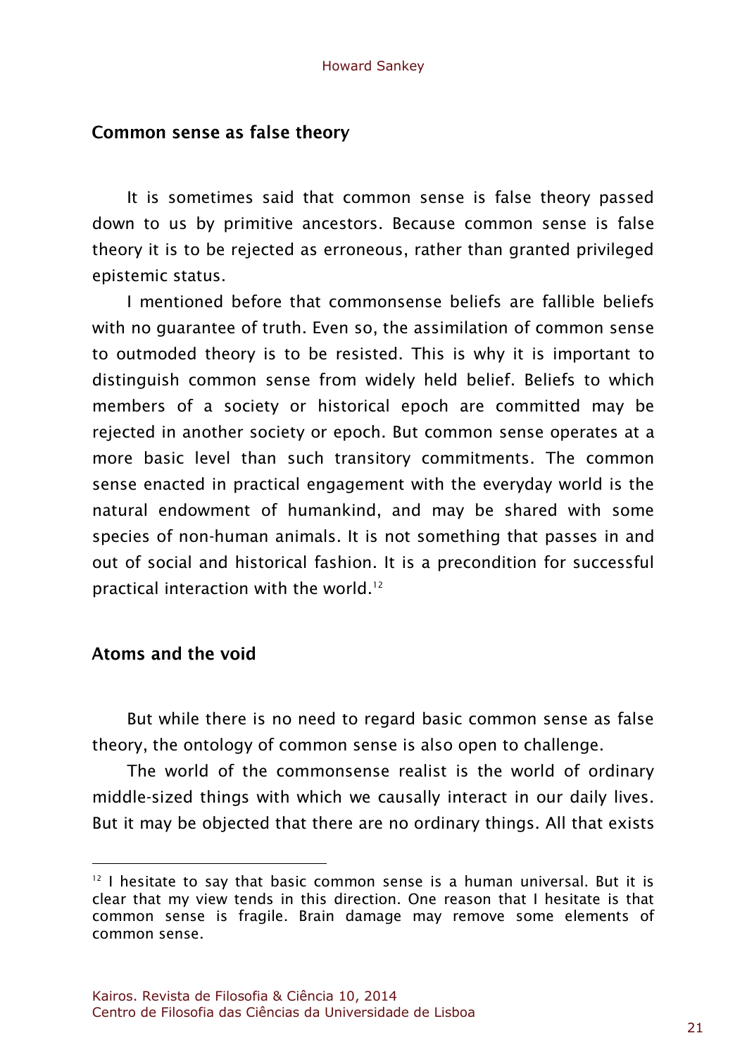## Common sense as false theory

It is sometimes said that common sense is false theory passed down to us by primitive ancestors. Because common sense is false theory it is to be rejected as erroneous, rather than granted privileged epistemic status.

I mentioned before that commonsense beliefs are fallible beliefs with no guarantee of truth. Even so, the assimilation of common sense to outmoded theory is to be resisted. This is why it is important to distinguish common sense from widely held belief. Beliefs to which members of a society or historical epoch are committed may be rejected in another society or epoch. But common sense operates at a more basic level than such transitory commitments. The common sense enacted in practical engagement with the everyday world is the natural endowment of humankind, and may be shared with some species of non-human animals. It is not something that passes in and out of social and historical fashion. It is a precondition for successful practical interaction with the world.[12]

## Atoms and the void

But while there is no need to regard basic common sense as false theory, the ontology of common sense is also open to challenge.

The world of the commonsense realist is the world of ordinary middle-sized things with which we causally interact in our daily lives. But it may be objected that there are no ordinary things. All that exists

---

[12] I hesitate to say that basic common sense is a human universal. But it is clear that my view tends in this direction. One reason that I hesitate is that common sense is fragile. Brain damage may remove some elements of common sense.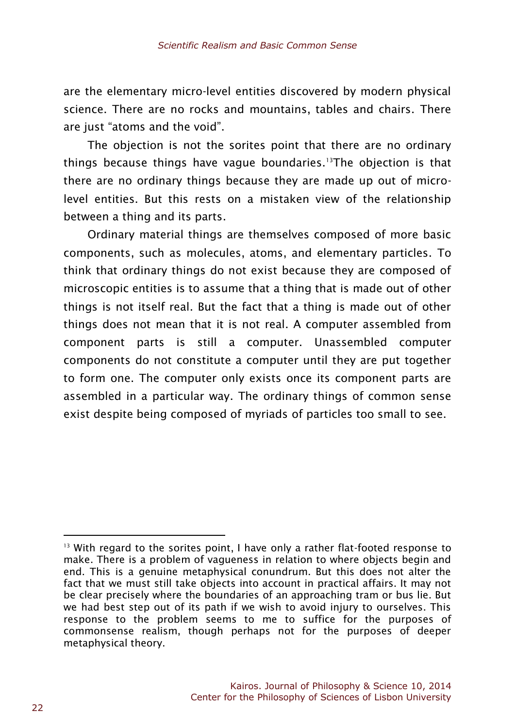are the elementary micro-level entities discovered by modern physical science. There are no rocks and mountains, tables and chairs. There are just "atoms and the void".

The objection is not the sorites point that there are no ordinary things because things have vague boundaries.[13] The objection is that there are no ordinary things because they are made up out of micro-level entities. But this rests on a mistaken view of the relationship between a thing and its parts.

Ordinary material things are themselves composed of more basic components, such as molecules, atoms, and elementary particles. To think that ordinary things do not exist because they are composed of microscopic entities is to assume that a thing that is made out of other things is not itself real. But the fact that a thing is made out of other things does not mean that it is not real. A computer assembled from component parts is still a computer. Unassembled computer components do not constitute a computer until they are put together to form one. The computer only exists once its component parts are assembled in a particular way. The ordinary things of common sense exist despite being composed of myriads of particles too small to see.

---

[13] With regard to the sorites point, I have only a rather flat-footed response to make. There is a problem of vagueness in relation to where objects begin and end. This is a genuine metaphysical conundrum. But this does not alter the fact that we must still take objects into account in practical affairs. It may not be clear precisely where the boundaries of an approaching tram or bus lie. But we had best step out of its path if we wish to avoid injury to ourselves. This response to the problem seems to me to suffice for the purposes of commonsense realism, though perhaps not for the purposes of deeper metaphysical theory.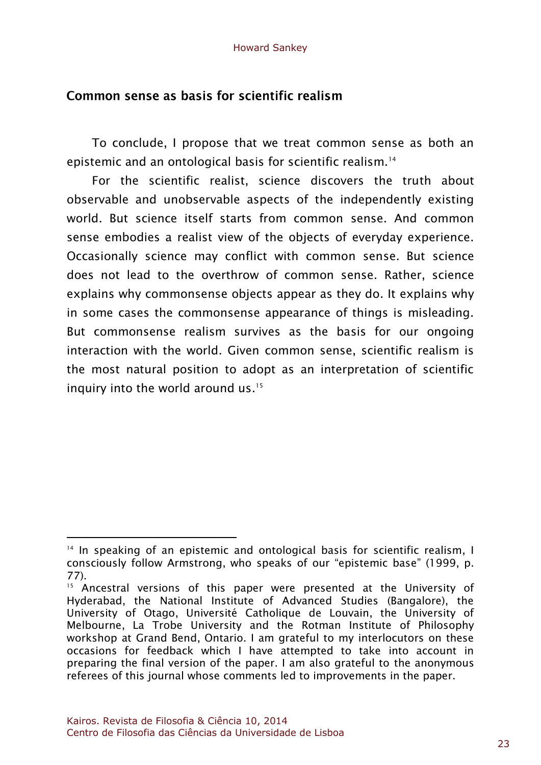## Common sense as basis for scientific realism

To conclude, I propose that we treat common sense as both an epistemic and an ontological basis for scientific realism.[14]

For the scientific realist, science discovers the truth about observable and unobservable aspects of the independently existing world. But science itself starts from common sense. And common sense embodies a realist view of the objects of everyday experience. Occasionally science may conflict with common sense. But science does not lead to the overthrow of common sense. Rather, science explains why commonsense objects appear as they do. It explains why in some cases the commonsense appearance of things is misleading. But commonsense realism survives as the basis for our ongoing interaction with the world. Given common sense, scientific realism is the most natural position to adopt as an interpretation of scientific inquiry into the world around us.[15]

---

[14] In speaking of an epistemic and ontological basis for scientific realism, I consciously follow Armstrong, who speaks of our "epistemic base" (1999, p. 77).

[15] Ancestral versions of this paper were presented at the University of Hyderabad, the National Institute of Advanced Studies (Bangalore), the University of Otago, Université Catholique de Louvain, the University of Melbourne, La Trobe University and the Rotman Institute of Philosophy workshop at Grand Bend, Ontario. I am grateful to my interlocutors on these occasions for feedback which I have attempted to take into account in preparing the final version of the paper. I am also grateful to the anonymous referees of this journal whose comments led to improvements in the paper.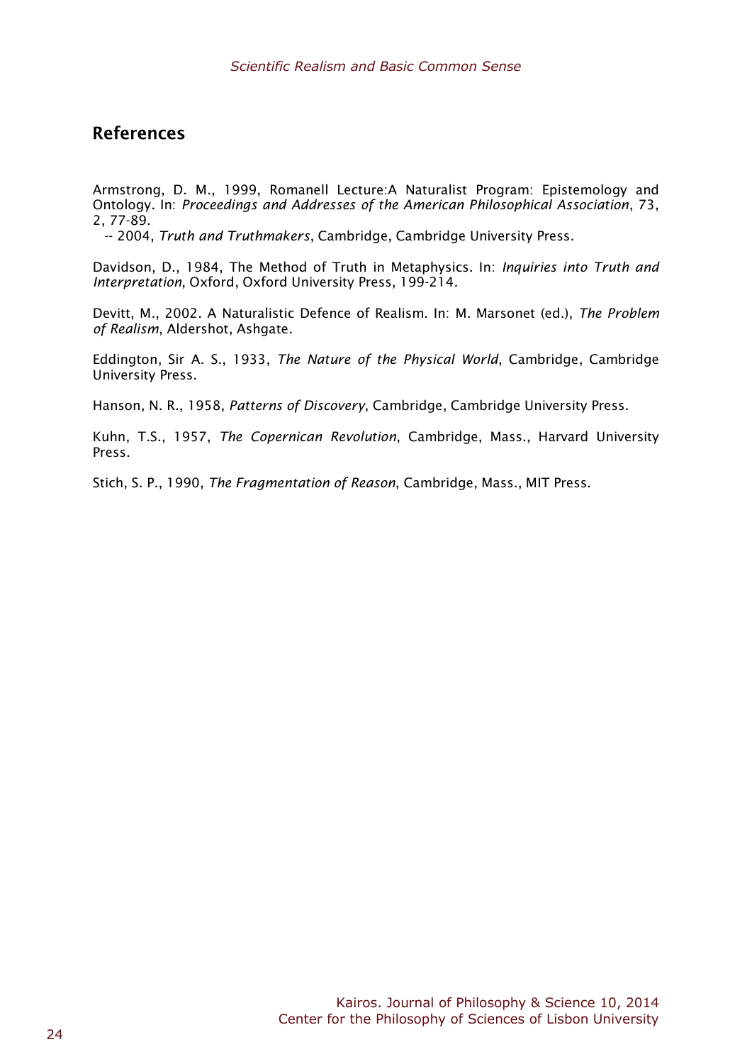## References

Armstrong, D. M., 1999, Romanell Lecture:A Naturalist Program: Epistemology and Ontology. In: *Proceedings and Addresses of the American Philosophical Association*, 73, 2, 77-89.

-- 2004, *Truth and Truthmakers*, Cambridge, Cambridge University Press.

Davidson, D., 1984, The Method of Truth in Metaphysics. In: *Inquiries into Truth and Interpretation*, Oxford, Oxford University Press, 199-214.

Devitt, M., 2002. A Naturalistic Defence of Realism. In: M. Marsonet (ed.), *The Problem of Realism*, Aldershot, Ashgate.

Eddington, Sir A. S., 1933, *The Nature of the Physical World*, Cambridge, Cambridge University Press.

Hanson, N. R., 1958, *Patterns of Discovery*, Cambridge, Cambridge University Press.

Kuhn, T.S., 1957, *The Copernican Revolution*, Cambridge, Mass., Harvard University Press.

Stich, S. P., 1990, *The Fragmentation of Reason*, Cambridge, Mass., MIT Press.